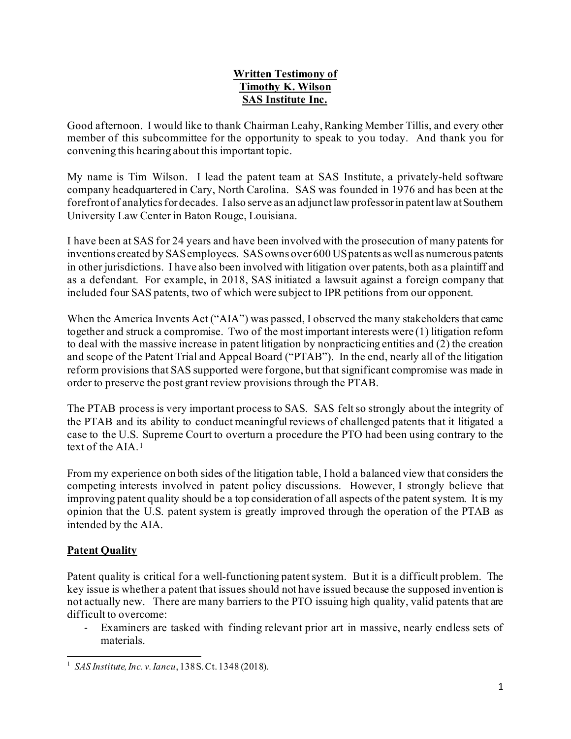**Written Testimony of**
**Timothy K. Wilson**
**SAS Institute Inc.**

Good afternoon. I would like to thank Chairman Leahy, Ranking Member Tillis, and every other member of this subcommittee for the opportunity to speak to you today. And thank you for convening this hearing about this important topic.

My name is Tim Wilson. I lead the patent team at SAS Institute, a privately-held software company headquartered in Cary, North Carolina. SAS was founded in 1976 and has been at the forefront of analytics for decades. I also serve as an adjunct law professor in patent law at Southern University Law Center in Baton Rouge, Louisiana.

I have been at SAS for 24 years and have been involved with the prosecution of many patents for inventions created by SAS employees. SAS owns over 600 US patents as well as numerous patents in other jurisdictions. I have also been involved with litigation over patents, both as a plaintiff and as a defendant. For example, in 2018, SAS initiated a lawsuit against a foreign company that included four SAS patents, two of which were subject to IPR petitions from our opponent.

When the America Invents Act ("AIA") was passed, I observed the many stakeholders that came together and struck a compromise. Two of the most important interests were (1) litigation reform to deal with the massive increase in patent litigation by nonpracticing entities and (2) the creation and scope of the Patent Trial and Appeal Board ("PTAB"). In the end, nearly all of the litigation reform provisions that SAS supported were forgone, but that significant compromise was made in order to preserve the post grant review provisions through the PTAB.

The PTAB process is very important process to SAS. SAS felt so strongly about the integrity of the PTAB and its ability to conduct meaningful reviews of challenged patents that it litigated a case to the U.S. Supreme Court to overturn a procedure the PTO had been using contrary to the text of the AIA.[1]

From my experience on both sides of the litigation table, I hold a balanced view that considers the competing interests involved in patent policy discussions. However, I strongly believe that improving patent quality should be a top consideration of all aspects of the patent system. It is my opinion that the U.S. patent system is greatly improved through the operation of the PTAB as intended by the AIA.

## Patent Quality

Patent quality is critical for a well-functioning patent system. But it is a difficult problem. The key issue is whether a patent that issues should not have issued because the supposed invention is not actually new. There are many barriers to the PTO issuing high quality, valid patents that are difficult to overcome:

- Examiners are tasked with finding relevant prior art in massive, nearly endless sets of materials.

---

[1] *SAS Institute, Inc. v. Iancu*, 138 S. Ct. 1348 (2018).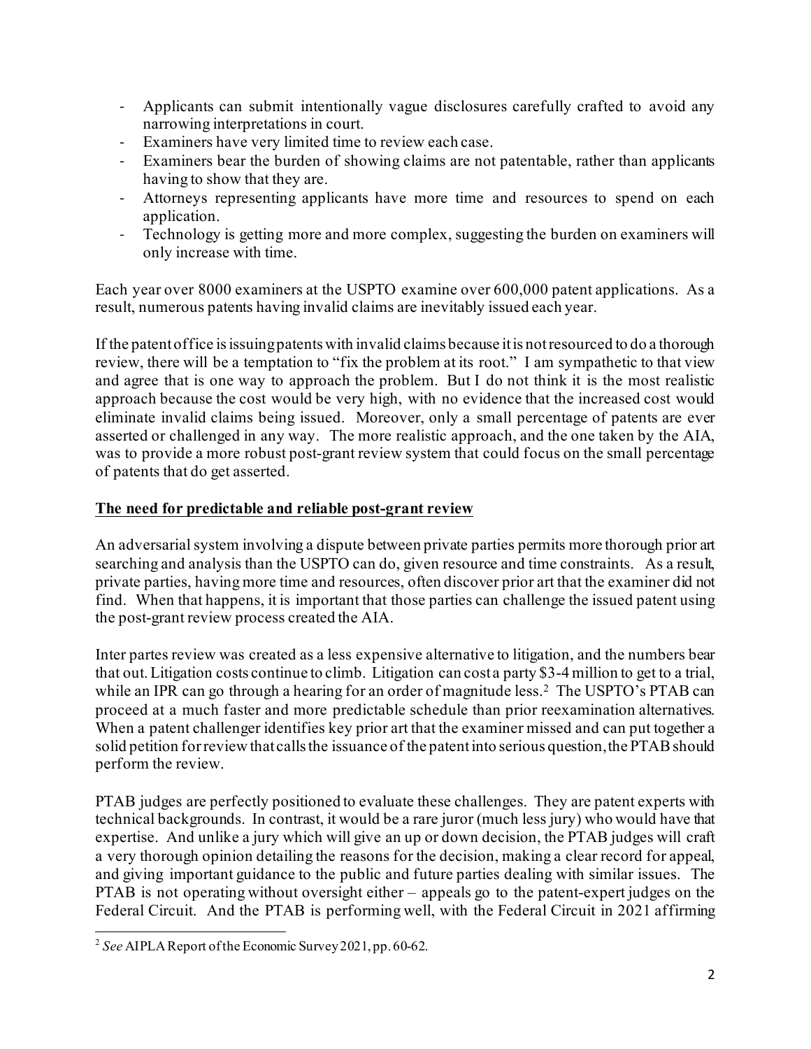- Applicants can submit intentionally vague disclosures carefully crafted to avoid any narrowing interpretations in court.
- Examiners have very limited time to review each case.
- Examiners bear the burden of showing claims are not patentable, rather than applicants having to show that they are.
- Attorneys representing applicants have more time and resources to spend on each application.
- Technology is getting more and more complex, suggesting the burden on examiners will only increase with time.

Each year over 8000 examiners at the USPTO examine over 600,000 patent applications. As a result, numerous patents having invalid claims are inevitably issued each year.

If the patent office is issuing patents with invalid claims because it is not resourced to do a thorough review, there will be a temptation to "fix the problem at its root." I am sympathetic to that view and agree that is one way to approach the problem. But I do not think it is the most realistic approach because the cost would be very high, with no evidence that the increased cost would eliminate invalid claims being issued. Moreover, only a small percentage of patents are ever asserted or challenged in any way. The more realistic approach, and the one taken by the AIA, was to provide a more robust post-grant review system that could focus on the small percentage of patents that do get asserted.

**<u>The need for predictable and reliable post-grant review</u>**

An adversarial system involving a dispute between private parties permits more thorough prior art searching and analysis than the USPTO can do, given resource and time constraints. As a result, private parties, having more time and resources, often discover prior art that the examiner did not find. When that happens, it is important that those parties can challenge the issued patent using the post-grant review process created the AIA.

Inter partes review was created as a less expensive alternative to litigation, and the numbers bear that out. Litigation costs continue to climb. Litigation can cost a party $3-4 million to get to a trial, while an IPR can go through a hearing for an order of magnitude less.[2] The USPTO's PTAB can proceed at a much faster and more predictable schedule than prior reexamination alternatives. When a patent challenger identifies key prior art that the examiner missed and can put together a solid petition for review that calls the issuance of the patent into serious question, the PTAB should perform the review.

PTAB judges are perfectly positioned to evaluate these challenges. They are patent experts with technical backgrounds. In contrast, it would be a rare juror (much less jury) who would have that expertise. And unlike a jury which will give an up or down decision, the PTAB judges will craft a very thorough opinion detailing the reasons for the decision, making a clear record for appeal, and giving important guidance to the public and future parties dealing with similar issues. The PTAB is not operating without oversight either – appeals go to the patent-expert judges on the Federal Circuit. And the PTAB is performing well, with the Federal Circuit in 2021 affirming

[2] *See* AIPLA Report of the Economic Survey 2021, pp. 60-62.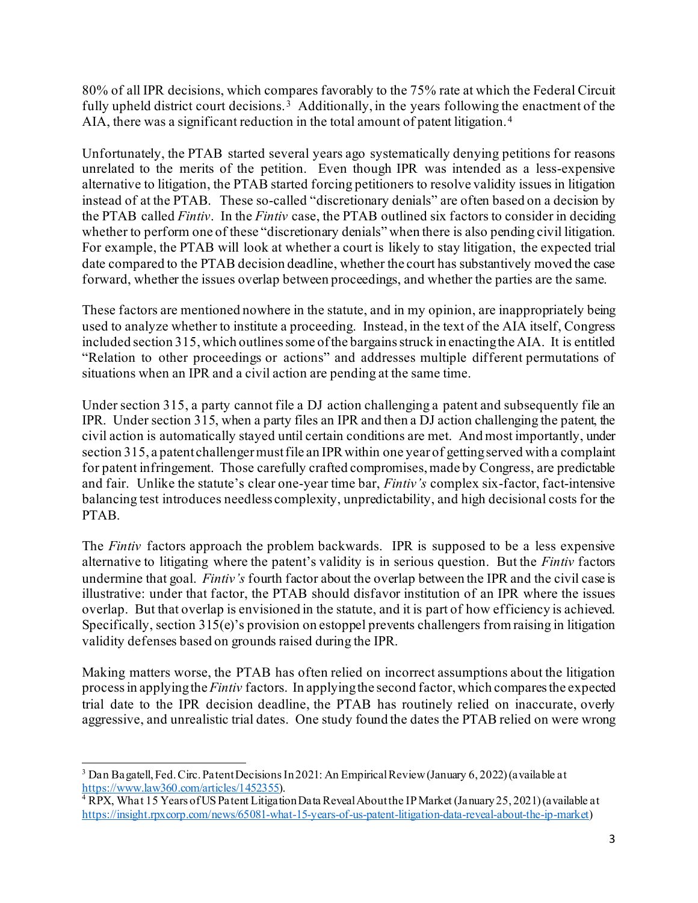80% of all IPR decisions, which compares favorably to the 75% rate at which the Federal Circuit fully upheld district court decisions.[3] Additionally, in the years following the enactment of the AIA, there was a significant reduction in the total amount of patent litigation.[4]

Unfortunately, the PTAB started several years ago systematically denying petitions for reasons unrelated to the merits of the petition. Even though IPR was intended as a less-expensive alternative to litigation, the PTAB started forcing petitioners to resolve validity issues in litigation instead of at the PTAB. These so-called "discretionary denials" are often based on a decision by the PTAB called *Fintiv*. In the *Fintiv* case, the PTAB outlined six factors to consider in deciding whether to perform one of these "discretionary denials" when there is also pending civil litigation. For example, the PTAB will look at whether a court is likely to stay litigation, the expected trial date compared to the PTAB decision deadline, whether the court has substantively moved the case forward, whether the issues overlap between proceedings, and whether the parties are the same.

These factors are mentioned nowhere in the statute, and in my opinion, are inappropriately being used to analyze whether to institute a proceeding. Instead, in the text of the AIA itself, Congress included section 315, which outlines some of the bargains struck in enacting the AIA. It is entitled "Relation to other proceedings or actions" and addresses multiple different permutations of situations when an IPR and a civil action are pending at the same time.

Under section 315, a party cannot file a DJ action challenging a patent and subsequently file an IPR. Under section 315, when a party files an IPR and then a DJ action challenging the patent, the civil action is automatically stayed until certain conditions are met. And most importantly, under section 315, a patent challenger must file an IPR within one year of getting served with a complaint for patent infringement. Those carefully crafted compromises, made by Congress, are predictable and fair. Unlike the statute's clear one-year time bar, *Fintiv's* complex six-factor, fact-intensive balancing test introduces needless complexity, unpredictability, and high decisional costs for the PTAB.

The *Fintiv* factors approach the problem backwards. IPR is supposed to be a less expensive alternative to litigating where the patent's validity is in serious question. But the *Fintiv* factors undermine that goal. *Fintiv's* fourth factor about the overlap between the IPR and the civil case is illustrative: under that factor, the PTAB should disfavor institution of an IPR where the issues overlap. But that overlap is envisioned in the statute, and it is part of how efficiency is achieved. Specifically, section 315(e)'s provision on estoppel prevents challengers from raising in litigation validity defenses based on grounds raised during the IPR.

Making matters worse, the PTAB has often relied on incorrect assumptions about the litigation process in applying the *Fintiv* factors. In applying the second factor, which compares the expected trial date to the IPR decision deadline, the PTAB has routinely relied on inaccurate, overly aggressive, and unrealistic trial dates. One study found the dates the PTAB relied on were wrong

---

[3] Dan Bagatell, Fed. Circ. Patent Decisions In 2021: An Empirical Review (January 6, 2022) (available at https://www.law360.com/articles/1452355).

[4] RPX, What 15 Years of US Patent Litigation Data Reveal About the IP Market (January 25, 2021) (available at https://insight.rpxcorp.com/news/65081-what-15-years-of-us-patent-litigation-data-reveal-about-the-ip-market)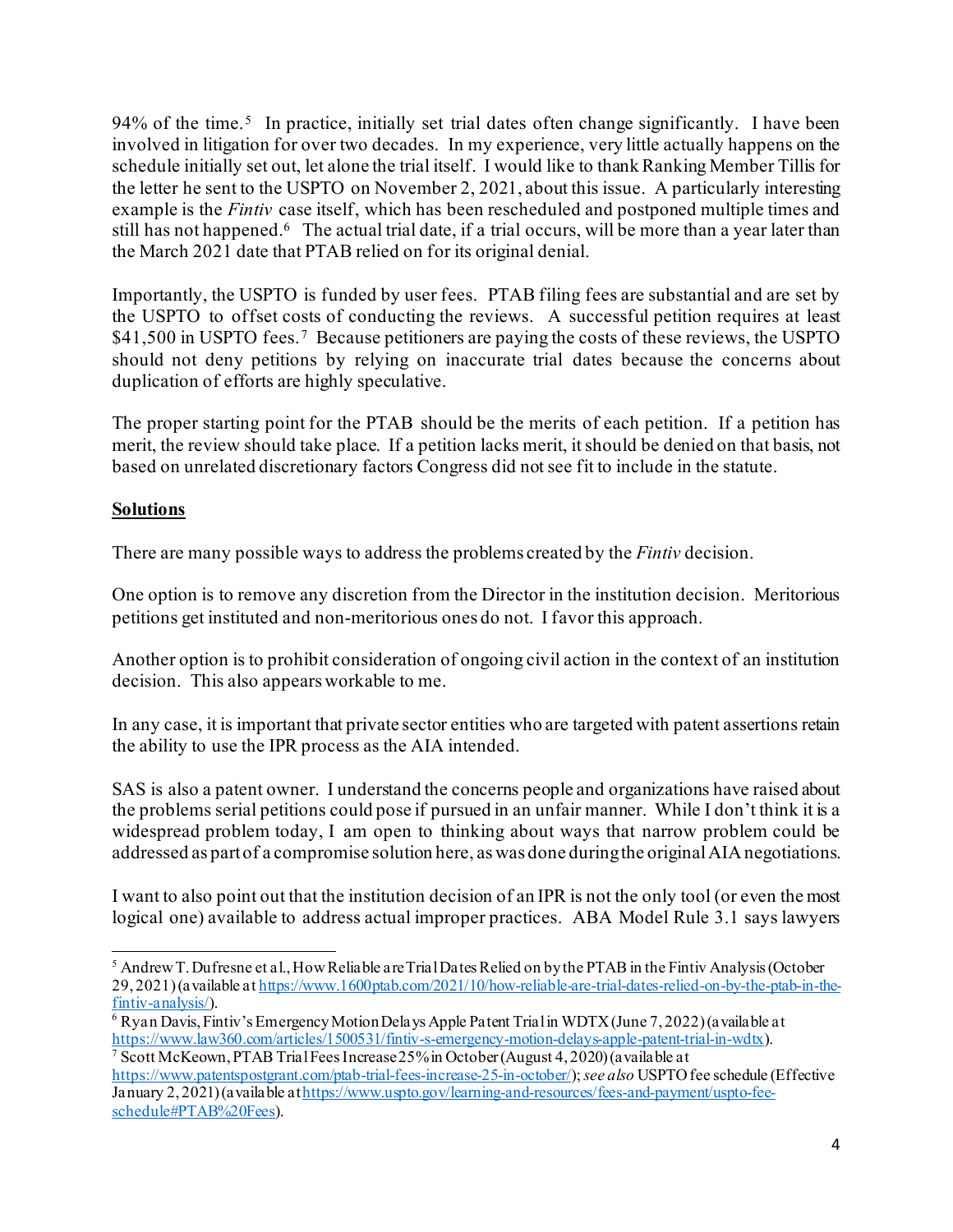94% of the time.[5] In practice, initially set trial dates often change significantly. I have been involved in litigation for over two decades. In my experience, very little actually happens on the schedule initially set out, let alone the trial itself. I would like to thank Ranking Member Tillis for the letter he sent to the USPTO on November 2, 2021, about this issue. A particularly interesting example is the *Fintiv* case itself, which has been rescheduled and postponed multiple times and still has not happened.[6] The actual trial date, if a trial occurs, will be more than a year later than the March 2021 date that PTAB relied on for its original denial.

Importantly, the USPTO is funded by user fees. PTAB filing fees are substantial and are set by the USPTO to offset costs of conducting the reviews. A successful petition requires at least $41,500 in USPTO fees.[7] Because petitioners are paying the costs of these reviews, the USPTO should not deny petitions by relying on inaccurate trial dates because the concerns about duplication of efforts are highly speculative.

The proper starting point for the PTAB should be the merits of each petition. If a petition has merit, the review should take place. If a petition lacks merit, it should be denied on that basis, not based on unrelated discretionary factors Congress did not see fit to include in the statute.

**Solutions**

There are many possible ways to address the problems created by the *Fintiv* decision.

One option is to remove any discretion from the Director in the institution decision. Meritorious petitions get instituted and non-meritorious ones do not. I favor this approach.

Another option is to prohibit consideration of ongoing civil action in the context of an institution decision. This also appears workable to me.

In any case, it is important that private sector entities who are targeted with patent assertions retain the ability to use the IPR process as the AIA intended.

SAS is also a patent owner. I understand the concerns people and organizations have raised about the problems serial petitions could pose if pursued in an unfair manner. While I don't think it is a widespread problem today, I am open to thinking about ways that narrow problem could be addressed as part of a compromise solution here, as was done during the original AIA negotiations.

I want to also point out that the institution decision of an IPR is not the only tool (or even the most logical one) available to address actual improper practices. ABA Model Rule 3.1 says lawyers

---

[5] Andrew T. Dufresne et al., How Reliable are Trial Dates Relied on by the PTAB in the Fintiv Analysis (October 29, 2021) (available at https://www.1600ptab.com/2021/10/how-reliable-are-trial-dates-relied-on-by-the-ptab-in-the-fintiv-analysis/).

[6] Ryan Davis, Fintiv's Emergency Motion Delays Apple Patent Trial in WDTX (June 7, 2022) (available at https://www.law360.com/articles/1500531/fintiv-s-emergency-motion-delays-apple-patent-trial-in-wdtx).

[7] Scott McKeown, PTAB Trial Fees Increase 25% in October (August 4, 2020) (available at https://www.patentspostgrant.com/ptab-trial-fees-increase-25-in-october/); *see also* USPTO fee schedule (Effective January 2, 2021) (available at https://www.uspto.gov/learning-and-resources/fees-and-payment/uspto-fee-schedule#PTAB%20Fees).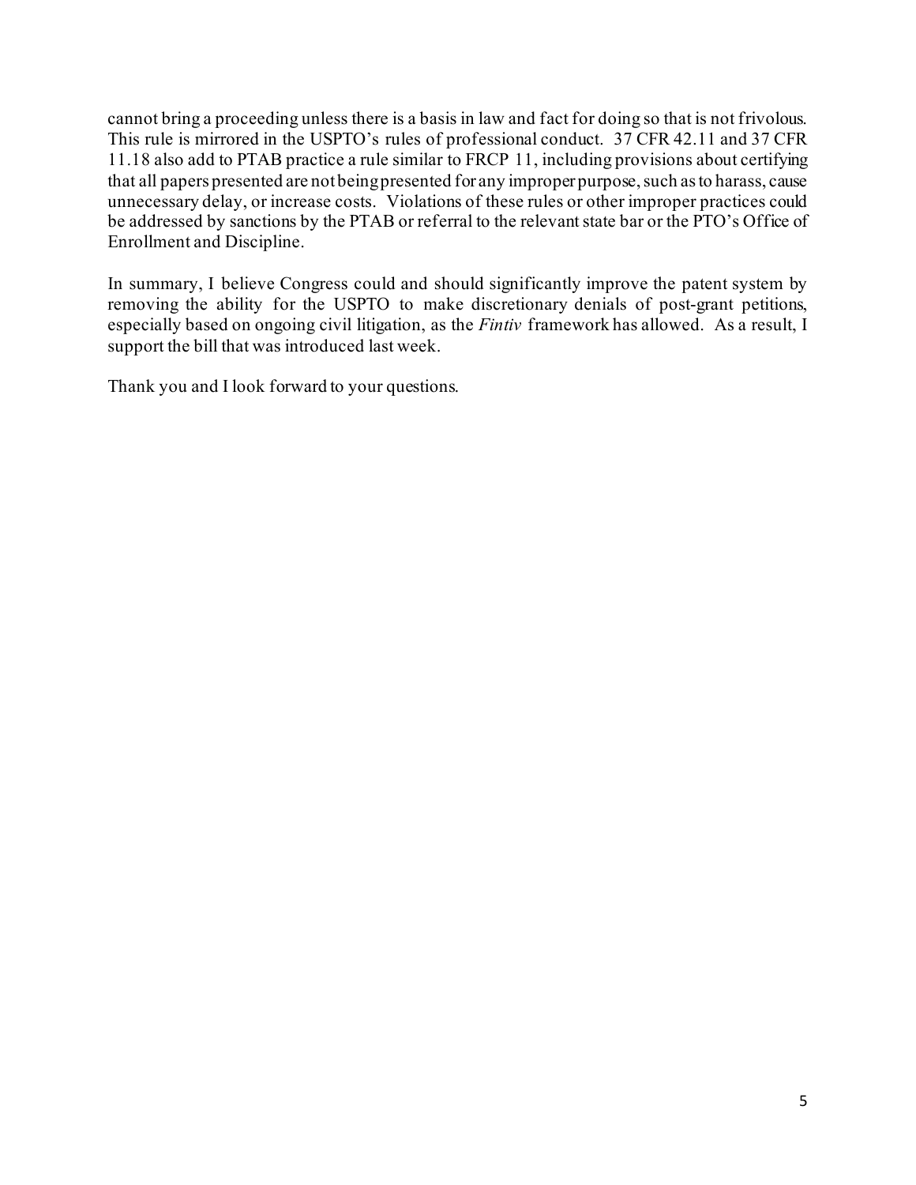cannot bring a proceeding unless there is a basis in law and fact for doing so that is not frivolous. This rule is mirrored in the USPTO's rules of professional conduct. 37 CFR 42.11 and 37 CFR 11.18 also add to PTAB practice a rule similar to FRCP 11, including provisions about certifying that all papers presented are not being presented for any improper purpose, such as to harass, cause unnecessary delay, or increase costs. Violations of these rules or other improper practices could be addressed by sanctions by the PTAB or referral to the relevant state bar or the PTO's Office of Enrollment and Discipline.

In summary, I believe Congress could and should significantly improve the patent system by removing the ability for the USPTO to make discretionary denials of post-grant petitions, especially based on ongoing civil litigation, as the *Fintiv* framework has allowed. As a result, I support the bill that was introduced last week.

Thank you and I look forward to your questions.